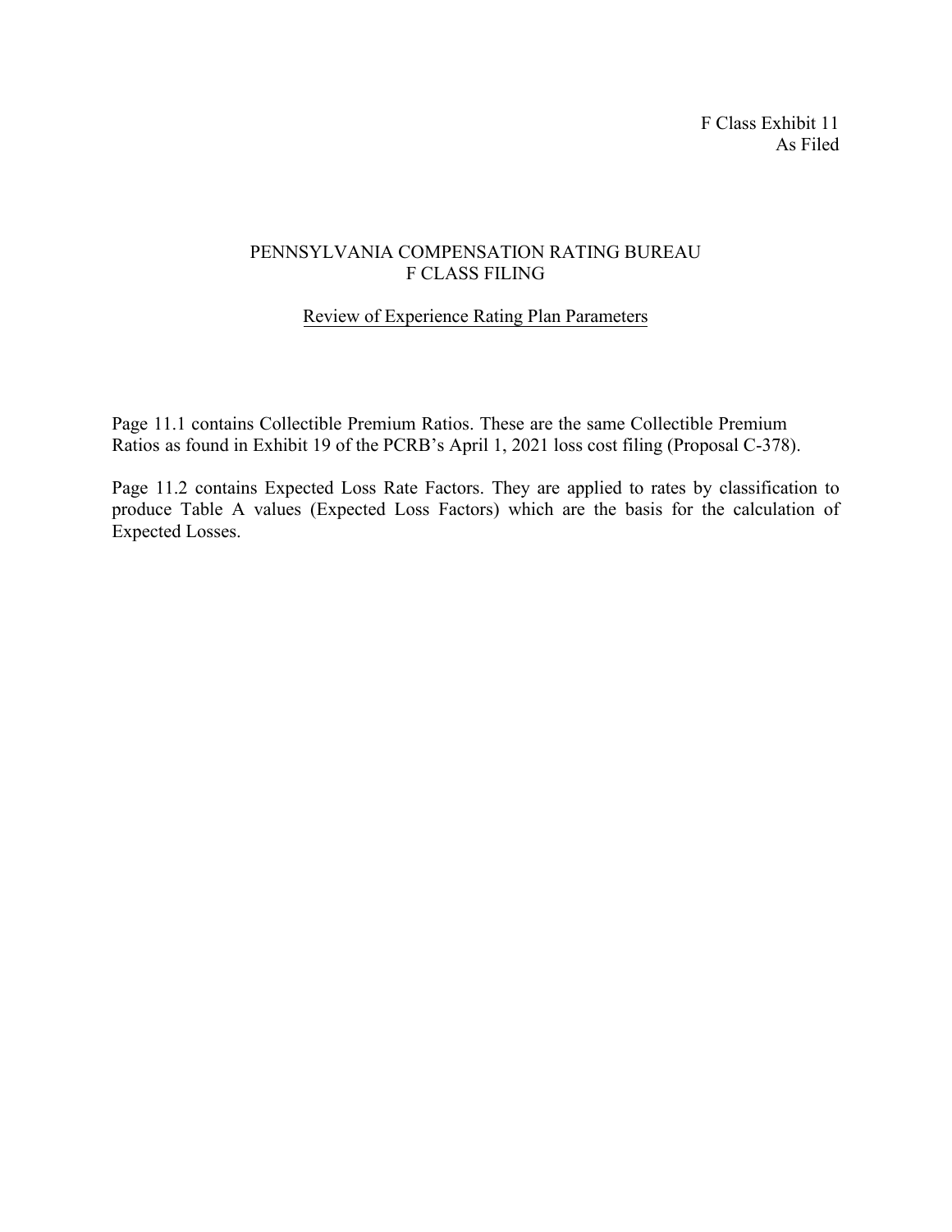F Class Exhibit 11
As Filed

# PENNSYLVANIA COMPENSATION RATING BUREAU
# F CLASS FILING

## Review of Experience Rating Plan Parameters

Page 11.1 contains Collectible Premium Ratios. These are the same Collectible Premium Ratios as found in Exhibit 19 of the PCRB's April 1, 2021 loss cost filing (Proposal C-378).

Page 11.2 contains Expected Loss Rate Factors. They are applied to rates by classification to produce Table A values (Expected Loss Factors) which are the basis for the calculation of Expected Losses.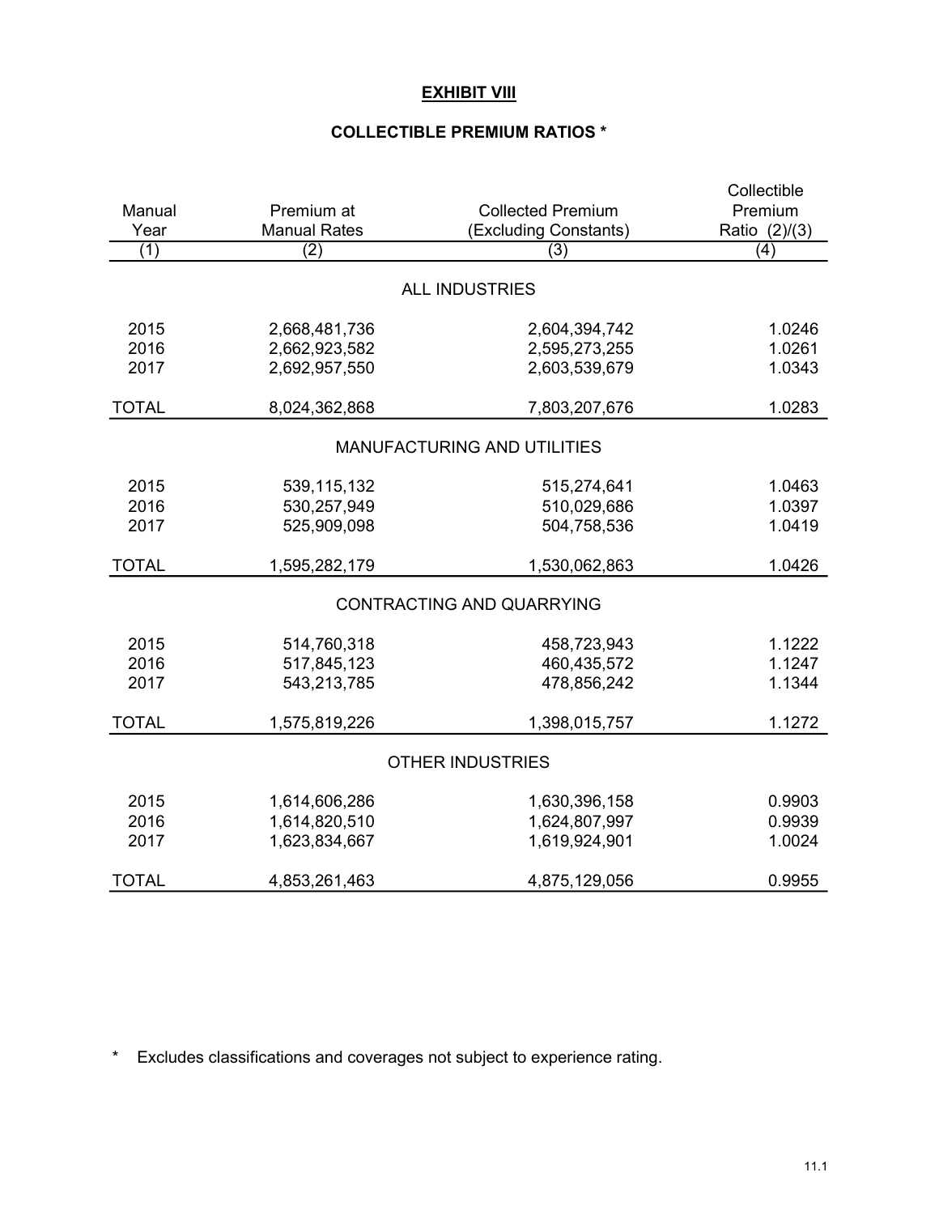# EXHIBIT VIII

## COLLECTIBLE PREMIUM RATIOS *

| Manual Year | Premium at Manual Rates | Collected Premium (Excluding Constants) | Collectible Premium Ratio (2)/(3) |
|---|---|---|---|
| (1) | (2) | (3) | (4) |
| | | ALL INDUSTRIES | |
| 2015 | 2,668,481,736 | 2,604,394,742 | 1.0246 |
| 2016 | 2,662,923,582 | 2,595,273,255 | 1.0261 |
| 2017 | 2,692,957,550 | 2,603,539,679 | 1.0343 |
| TOTAL | 8,024,362,868 | 7,803,207,676 | 1.0283 |
| | | MANUFACTURING AND UTILITIES | |
| 2015 | 539,115,132 | 515,274,641 | 1.0463 |
| 2016 | 530,257,949 | 510,029,686 | 1.0397 |
| 2017 | 525,909,098 | 504,758,536 | 1.0419 |
| TOTAL | 1,595,282,179 | 1,530,062,863 | 1.0426 |
| | | CONTRACTING AND QUARRYING | |
| 2015 | 514,760,318 | 458,723,943 | 1.1222 |
| 2016 | 517,845,123 | 460,435,572 | 1.1247 |
| 2017 | 543,213,785 | 478,856,242 | 1.1344 |
| TOTAL | 1,575,819,226 | 1,398,015,757 | 1.1272 |
| | | OTHER INDUSTRIES | |
| 2015 | 1,614,606,286 | 1,630,396,158 | 0.9903 |
| 2016 | 1,614,820,510 | 1,624,807,997 | 0.9939 |
| 2017 | 1,623,834,667 | 1,619,924,901 | 1.0024 |
| TOTAL | 4,853,261,463 | 4,875,129,056 | 0.9955 |

* Excludes classifications and coverages not subject to experience rating.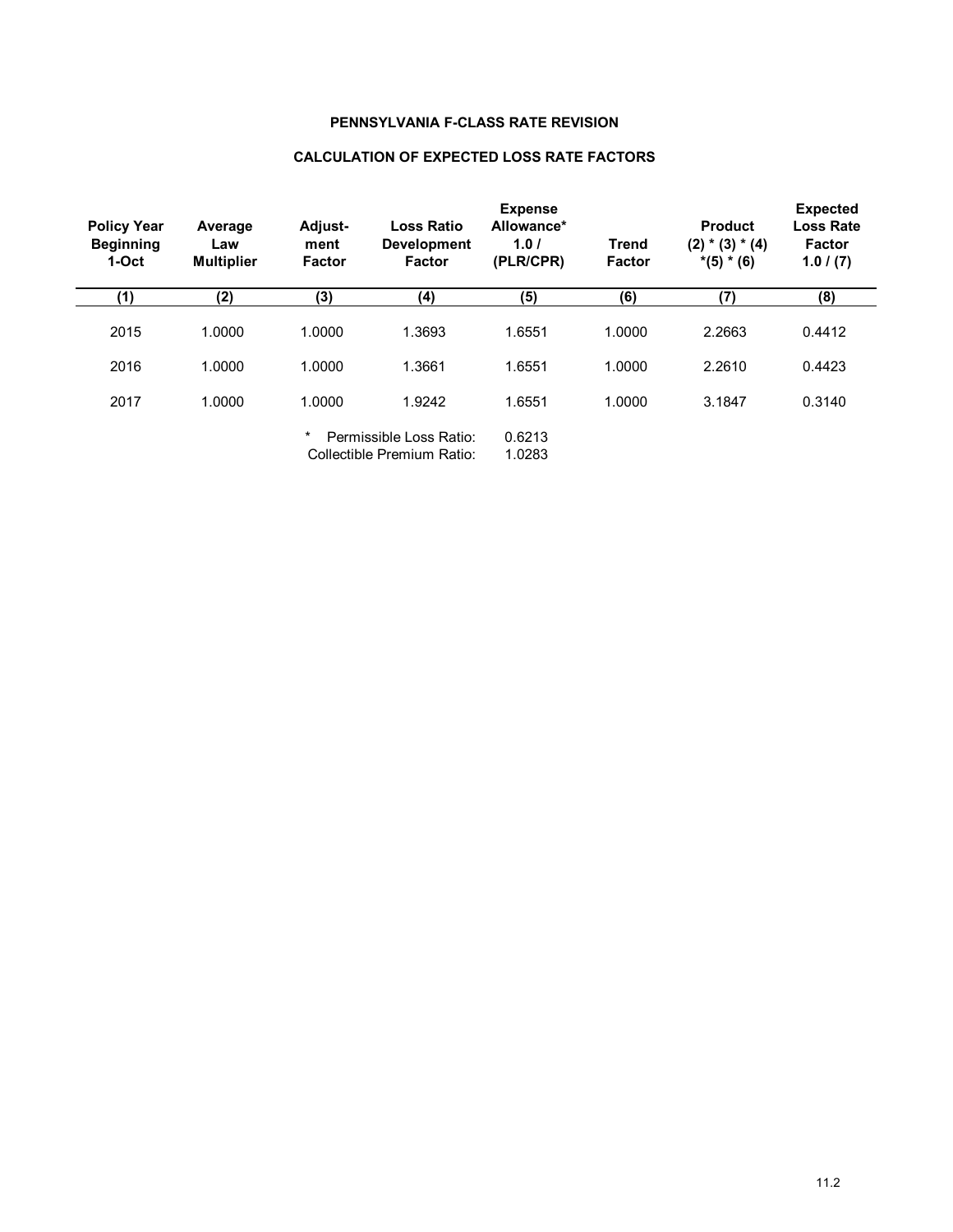## PENNSYLVANIA F-CLASS RATE REVISION

## CALCULATION OF EXPECTED LOSS RATE FACTORS

| Policy Year Beginning 1-Oct | Average Law Multiplier | Adjust-ment Factor | Loss Ratio Development Factor | Expense Allowance* 1.0 / (PLR/CPR) | Trend Factor | Product (2) * (3) * (4) *(5) * (6) | Expected Loss Rate Factor 1.0 / (7) |
|---|---|---|---|---|---|---|---|
| (1) | (2) | (3) | (4) | (5) | (6) | (7) | (8) |
| 2015 | 1.0000 | 1.0000 | 1.3693 | 1.6551 | 1.0000 | 2.2663 | 0.4412 |
| 2016 | 1.0000 | 1.0000 | 1.3661 | 1.6551 | 1.0000 | 2.2610 | 0.4423 |
| 2017 | 1.0000 | 1.0000 | 1.9242 | 1.6551 | 1.0000 | 3.1847 | 0.3140 |

| | |
|---|---|
| * Permissible Loss Ratio: | 0.6213 |
| Collectible Premium Ratio: | 1.0283 |